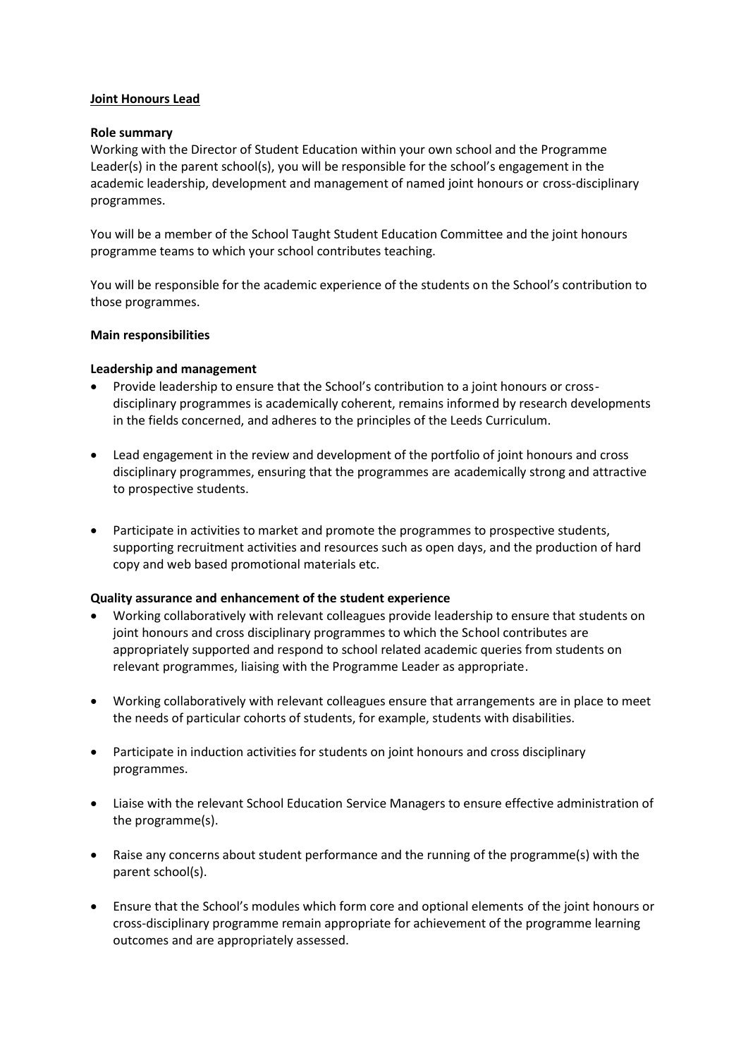**Joint Honours Lead**

**Role summary**

Working with the Director of Student Education within your own school and the Programme Leader(s) in the parent school(s), you will be responsible for the school's engagement in the academic leadership, development and management of named joint honours or cross-disciplinary programmes.

You will be a member of the School Taught Student Education Committee and the joint honours programme teams to which your school contributes teaching.

You will be responsible for the academic experience of the students on the School's contribution to those programmes.

**Main responsibilities**

**Leadership and management**

- Provide leadership to ensure that the School's contribution to a joint honours or cross-disciplinary programmes is academically coherent, remains informed by research developments in the fields concerned, and adheres to the principles of the Leeds Curriculum.
- Lead engagement in the review and development of the portfolio of joint honours and cross disciplinary programmes, ensuring that the programmes are academically strong and attractive to prospective students.
- Participate in activities to market and promote the programmes to prospective students, supporting recruitment activities and resources such as open days, and the production of hard copy and web based promotional materials etc.

**Quality assurance and enhancement of the student experience**

- Working collaboratively with relevant colleagues provide leadership to ensure that students on joint honours and cross disciplinary programmes to which the School contributes are appropriately supported and respond to school related academic queries from students on relevant programmes, liaising with the Programme Leader as appropriate.
- Working collaboratively with relevant colleagues ensure that arrangements are in place to meet the needs of particular cohorts of students, for example, students with disabilities.
- Participate in induction activities for students on joint honours and cross disciplinary programmes.
- Liaise with the relevant School Education Service Managers to ensure effective administration of the programme(s).
- Raise any concerns about student performance and the running of the programme(s) with the parent school(s).
- Ensure that the School's modules which form core and optional elements of the joint honours or cross-disciplinary programme remain appropriate for achievement of the programme learning outcomes and are appropriately assessed.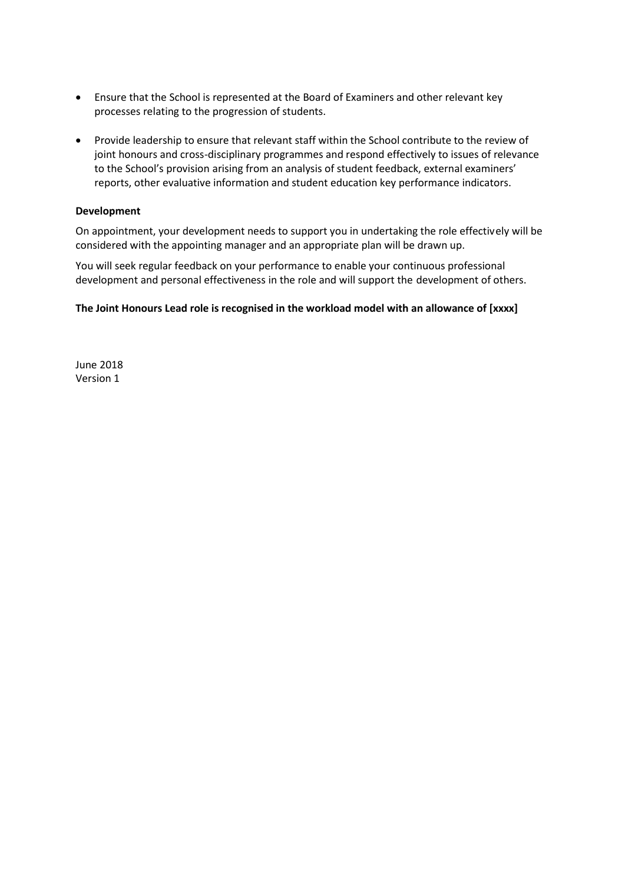- Ensure that the School is represented at the Board of Examiners and other relevant key processes relating to the progression of students.

- Provide leadership to ensure that relevant staff within the School contribute to the review of joint honours and cross-disciplinary programmes and respond effectively to issues of relevance to the School's provision arising from an analysis of student feedback, external examiners' reports, other evaluative information and student education key performance indicators.

**Development**

On appointment, your development needs to support you in undertaking the role effectively will be considered with the appointing manager and an appropriate plan will be drawn up.

You will seek regular feedback on your performance to enable your continuous professional development and personal effectiveness in the role and will support the development of others.

**The Joint Honours Lead role is recognised in the workload model with an allowance of [xxxx]**

June 2018
Version 1